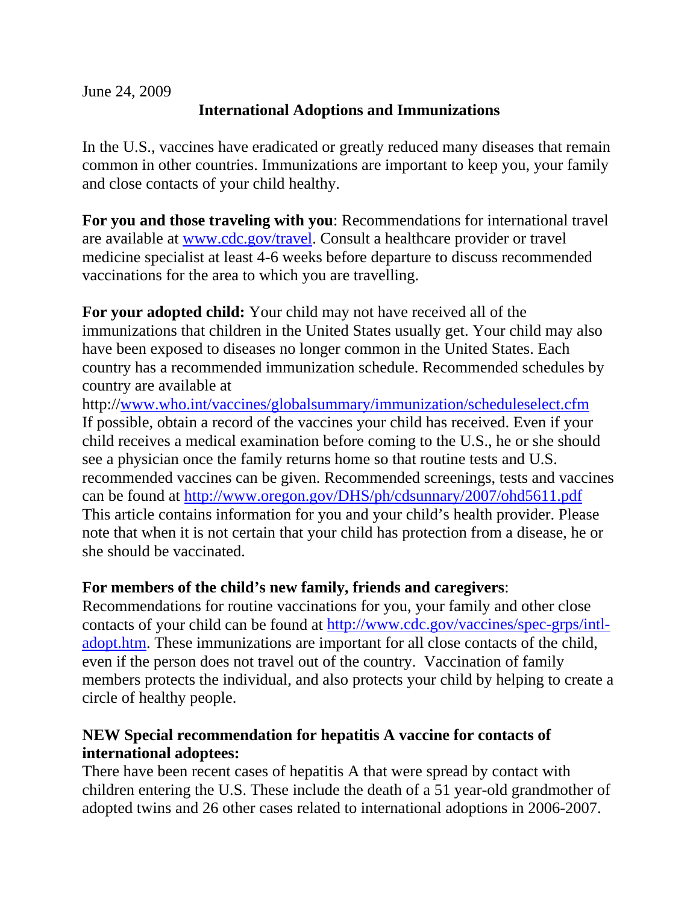June 24, 2009

# International Adoptions and Immunizations

In the U.S., vaccines have eradicated or greatly reduced many diseases that remain common in other countries. Immunizations are important to keep you, your family and close contacts of your child healthy.

**For you and those traveling with you**: Recommendations for international travel are available at www.cdc.gov/travel. Consult a healthcare provider or travel medicine specialist at least 4-6 weeks before departure to discuss recommended vaccinations for the area to which you are travelling.

**For your adopted child:** Your child may not have received all of the immunizations that children in the United States usually get. Your child may also have been exposed to diseases no longer common in the United States. Each country has a recommended immunization schedule. Recommended schedules by country are available at http://www.who.int/vaccines/globalsummary/immunization/scheduleselect.cfm If possible, obtain a record of the vaccines your child has received. Even if your child receives a medical examination before coming to the U.S., he or she should see a physician once the family returns home so that routine tests and U.S. recommended vaccines can be given. Recommended screenings, tests and vaccines can be found at http://www.oregon.gov/DHS/ph/cdsunnary/2007/ohd5611.pdf This article contains information for you and your child's health provider. Please note that when it is not certain that your child has protection from a disease, he or she should be vaccinated.

**For members of the child's new family, friends and caregivers**:
Recommendations for routine vaccinations for you, your family and other close contacts of your child can be found at http://www.cdc.gov/vaccines/spec-grps/intl-adopt.htm. These immunizations are important for all close contacts of the child, even if the person does not travel out of the country. Vaccination of family members protects the individual, and also protects your child by helping to create a circle of healthy people.

**NEW Special recommendation for hepatitis A vaccine for contacts of international adoptees:**
There have been recent cases of hepatitis A that were spread by contact with children entering the U.S. These include the death of a 51 year-old grandmother of adopted twins and 26 other cases related to international adoptions in 2006-2007.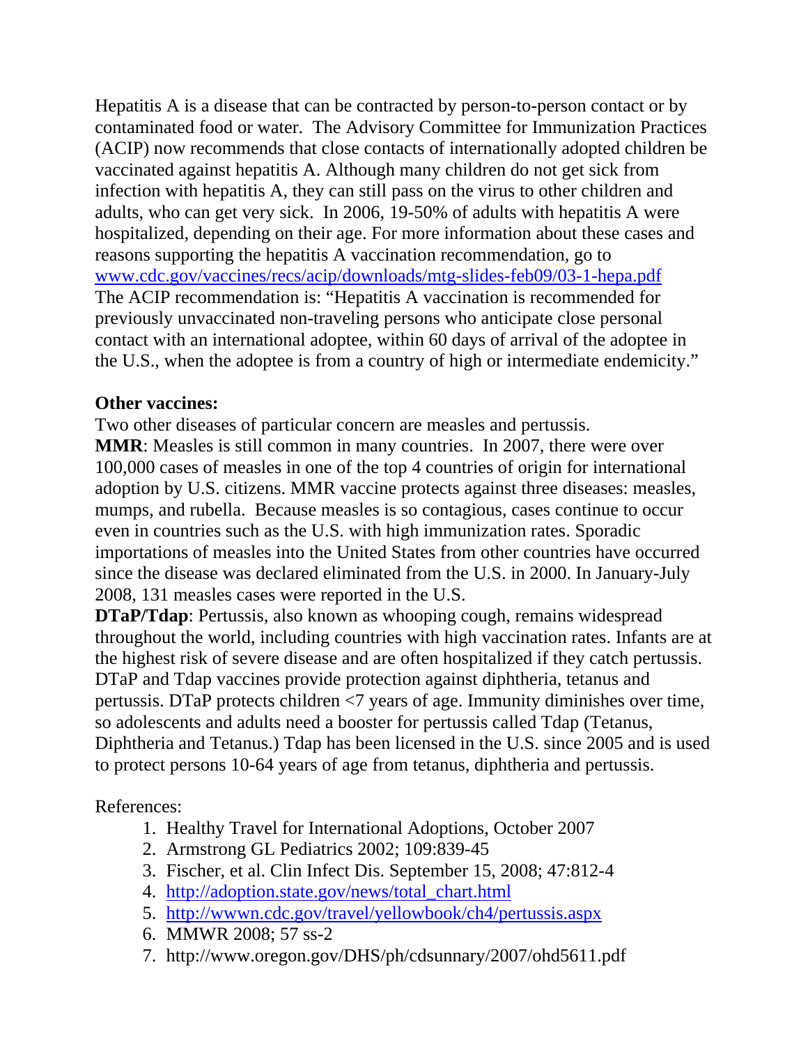Hepatitis A is a disease that can be contracted by person-to-person contact or by contaminated food or water. The Advisory Committee for Immunization Practices (ACIP) now recommends that close contacts of internationally adopted children be vaccinated against hepatitis A. Although many children do not get sick from infection with hepatitis A, they can still pass on the virus to other children and adults, who can get very sick. In 2006, 19-50% of adults with hepatitis A were hospitalized, depending on their age. For more information about these cases and reasons supporting the hepatitis A vaccination recommendation, go to [www.cdc.gov/vaccines/recs/acip/downloads/mtg-slides-feb09/03-1-hepa.pdf](www.cdc.gov/vaccines/recs/acip/downloads/mtg-slides-feb09/03-1-hepa.pdf)
The ACIP recommendation is: "Hepatitis A vaccination is recommended for previously unvaccinated non-traveling persons who anticipate close personal contact with an international adoptee, within 60 days of arrival of the adoptee in the U.S., when the adoptee is from a country of high or intermediate endemicity."

**Other vaccines:**

Two other diseases of particular concern are measles and pertussis.

**MMR**: Measles is still common in many countries. In 2007, there were over 100,000 cases of measles in one of the top 4 countries of origin for international adoption by U.S. citizens. MMR vaccine protects against three diseases: measles, mumps, and rubella. Because measles is so contagious, cases continue to occur even in countries such as the U.S. with high immunization rates. Sporadic importations of measles into the United States from other countries have occurred since the disease was declared eliminated from the U.S. in 2000. In January-July 2008, 131 measles cases were reported in the U.S.

**DTaP/Tdap**: Pertussis, also known as whooping cough, remains widespread throughout the world, including countries with high vaccination rates. Infants are at the highest risk of severe disease and are often hospitalized if they catch pertussis. DTaP and Tdap vaccines provide protection against diphtheria, tetanus and pertussis. DTaP protects children <7 years of age. Immunity diminishes over time, so adolescents and adults need a booster for pertussis called Tdap (Tetanus, Diphtheria and Tetanus.) Tdap has been licensed in the U.S. since 2005 and is used to protect persons 10-64 years of age from tetanus, diphtheria and pertussis.

References:

1. Healthy Travel for International Adoptions, October 2007
2. Armstrong GL Pediatrics 2002; 109:839-45
3. Fischer, et al. Clin Infect Dis. September 15, 2008; 47:812-4
4. [http://adoption.state.gov/news/total_chart.html](http://adoption.state.gov/news/total_chart.html)
5. [http://wwwn.cdc.gov/travel/yellowbook/ch4/pertussis.aspx](http://wwwn.cdc.gov/travel/yellowbook/ch4/pertussis.aspx)
6. MMWR 2008; 57 ss-2
7. http://www.oregon.gov/DHS/ph/cdsunnary/2007/ohd5611.pdf